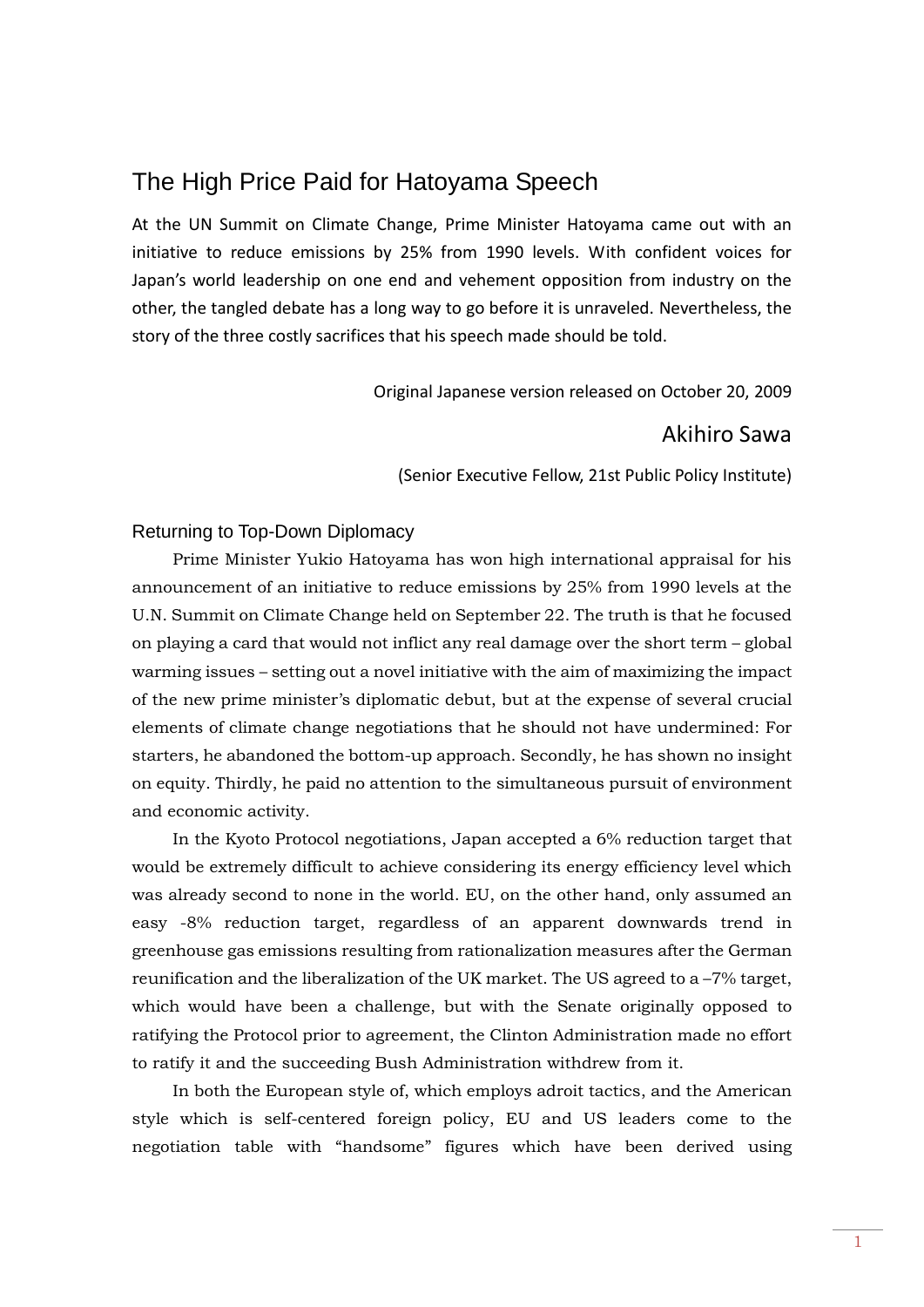# The High Price Paid for Hatoyama Speech

At the UN Summit on Climate Change, Prime Minister Hatoyama came out with an initiative to reduce emissions by 25% from 1990 levels. With confident voices for Japan's world leadership on one end and vehement opposition from industry on the other, the tangled debate has a long way to go before it is unraveled. Nevertheless, the story of the three costly sacrifices that his speech made should be told.

Original Japanese version released on October 20, 2009

Akihiro Sawa

(Senior Executive Fellow, 21st Public Policy Institute)

## Returning to Top-Down Diplomacy

Prime Minister Yukio Hatoyama has won high international appraisal for his announcement of an initiative to reduce emissions by 25% from 1990 levels at the U.N. Summit on Climate Change held on September 22. The truth is that he focused on playing a card that would not inflict any real damage over the short term – global warming issues – setting out a novel initiative with the aim of maximizing the impact of the new prime minister's diplomatic debut, but at the expense of several crucial elements of climate change negotiations that he should not have undermined: For starters, he abandoned the bottom-up approach. Secondly, he has shown no insight on equity. Thirdly, he paid no attention to the simultaneous pursuit of environment and economic activity.

In the Kyoto Protocol negotiations, Japan accepted a 6% reduction target that would be extremely difficult to achieve considering its energy efficiency level which was already second to none in the world. EU, on the other hand, only assumed an easy -8% reduction target, regardless of an apparent downwards trend in greenhouse gas emissions resulting from rationalization measures after the German reunification and the liberalization of the UK market. The US agreed to a –7% target, which would have been a challenge, but with the Senate originally opposed to ratifying the Protocol prior to agreement, the Clinton Administration made no effort to ratify it and the succeeding Bush Administration withdrew from it.

In both the European style of, which employs adroit tactics, and the American style which is self-centered foreign policy, EU and US leaders come to the negotiation table with "handsome" figures which have been derived using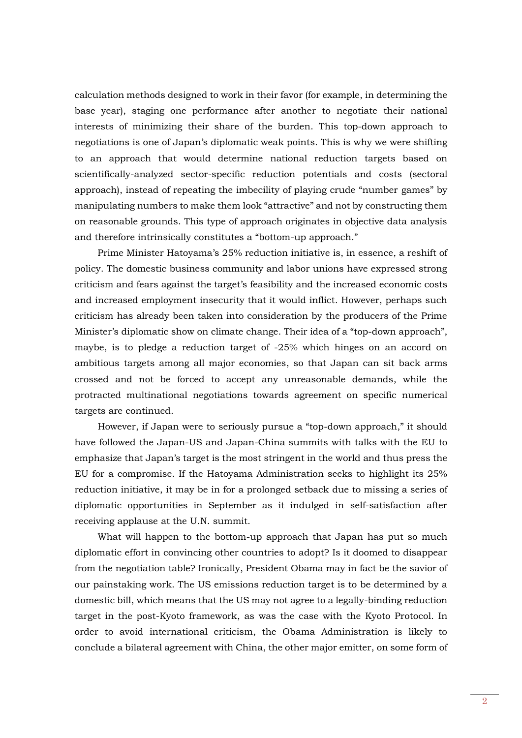calculation methods designed to work in their favor (for example, in determining the base year), staging one performance after another to negotiate their national interests of minimizing their share of the burden. This top-down approach to negotiations is one of Japan's diplomatic weak points. This is why we were shifting to an approach that would determine national reduction targets based on scientifically-analyzed sector-specific reduction potentials and costs (sectoral approach), instead of repeating the imbecility of playing crude "number games" by manipulating numbers to make them look "attractive" and not by constructing them on reasonable grounds. This type of approach originates in objective data analysis and therefore intrinsically constitutes a "bottom-up approach."

Prime Minister Hatoyama's 25% reduction initiative is, in essence, a reshift of policy. The domestic business community and labor unions have expressed strong criticism and fears against the target's feasibility and the increased economic costs and increased employment insecurity that it would inflict. However, perhaps such criticism has already been taken into consideration by the producers of the Prime Minister's diplomatic show on climate change. Their idea of a "top-down approach", maybe, is to pledge a reduction target of -25% which hinges on an accord on ambitious targets among all major economies, so that Japan can sit back arms crossed and not be forced to accept any unreasonable demands, while the protracted multinational negotiations towards agreement on specific numerical targets are continued.

However, if Japan were to seriously pursue a "top-down approach," it should have followed the Japan-US and Japan-China summits with talks with the EU to emphasize that Japan's target is the most stringent in the world and thus press the EU for a compromise. If the Hatoyama Administration seeks to highlight its 25% reduction initiative, it may be in for a prolonged setback due to missing a series of diplomatic opportunities in September as it indulged in self-satisfaction after receiving applause at the U.N. summit.

What will happen to the bottom-up approach that Japan has put so much diplomatic effort in convincing other countries to adopt? Is it doomed to disappear from the negotiation table? Ironically, President Obama may in fact be the savior of our painstaking work. The US emissions reduction target is to be determined by a domestic bill, which means that the US may not agree to a legally-binding reduction target in the post-Kyoto framework, as was the case with the Kyoto Protocol. In order to avoid international criticism, the Obama Administration is likely to conclude a bilateral agreement with China, the other major emitter, on some form of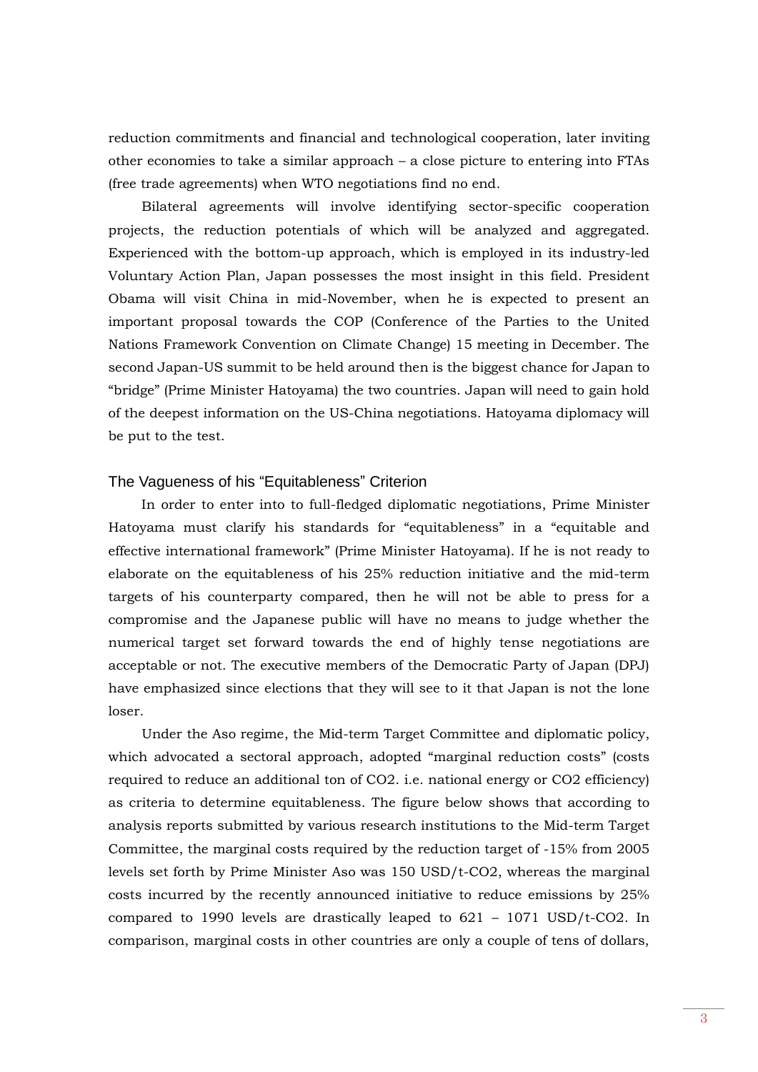reduction commitments and financial and technological cooperation, later inviting other economies to take a similar approach – a close picture to entering into FTAs (free trade agreements) when WTO negotiations find no end.

Bilateral agreements will involve identifying sector-specific cooperation projects, the reduction potentials of which will be analyzed and aggregated. Experienced with the bottom-up approach, which is employed in its industry-led Voluntary Action Plan, Japan possesses the most insight in this field. President Obama will visit China in mid-November, when he is expected to present an important proposal towards the COP (Conference of the Parties to the United Nations Framework Convention on Climate Change) 15 meeting in December. The second Japan-US summit to be held around then is the biggest chance for Japan to "bridge" (Prime Minister Hatoyama) the two countries. Japan will need to gain hold of the deepest information on the US-China negotiations. Hatoyama diplomacy will be put to the test.

## The Vagueness of his "Equitableness" Criterion

In order to enter into to full-fledged diplomatic negotiations, Prime Minister Hatoyama must clarify his standards for "equitableness" in a "equitable and effective international framework" (Prime Minister Hatoyama). If he is not ready to elaborate on the equitableness of his 25% reduction initiative and the mid-term targets of his counterparty compared, then he will not be able to press for a compromise and the Japanese public will have no means to judge whether the numerical target set forward towards the end of highly tense negotiations are acceptable or not. The executive members of the Democratic Party of Japan (DPJ) have emphasized since elections that they will see to it that Japan is not the lone loser.

Under the Aso regime, the Mid-term Target Committee and diplomatic policy, which advocated a sectoral approach, adopted "marginal reduction costs" (costs required to reduce an additional ton of $CO_2$. i.e. national energy or $CO_2$ efficiency) as criteria to determine equitableness. The figure below shows that according to analysis reports submitted by various research institutions to the Mid-term Target Committee, the marginal costs required by the reduction target of -15% from 2005 levels set forth by Prime Minister Aso was 150 USD/t-$CO_2$, whereas the marginal costs incurred by the recently announced initiative to reduce emissions by 25% compared to 1990 levels are drastically leaped to 621 – 1071 USD/t-$CO_2$. In comparison, marginal costs in other countries are only a couple of tens of dollars,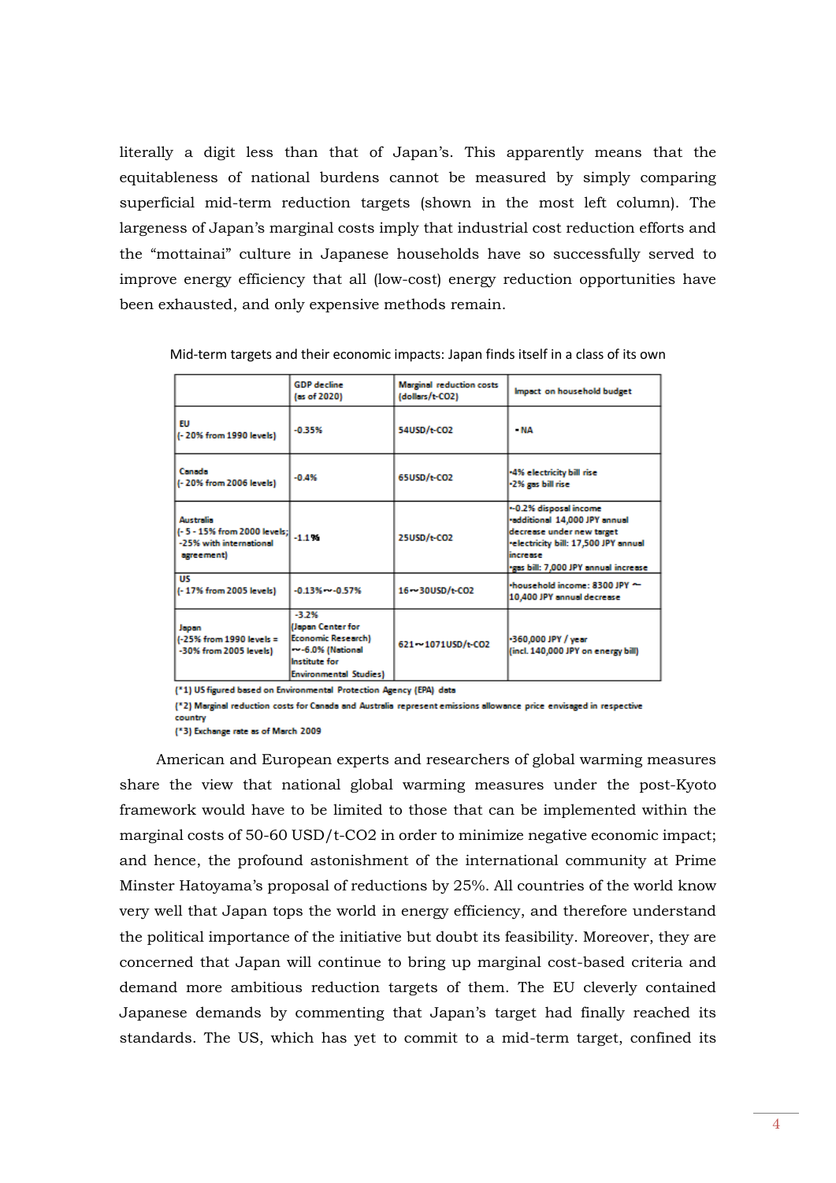literally a digit less than that of Japan's. This apparently means that the equitableness of national burdens cannot be measured by simply comparing superficial mid-term reduction targets (shown in the most left column). The largeness of Japan's marginal costs imply that industrial cost reduction efforts and the "mottainai" culture in Japanese households have so successfully served to improve energy efficiency that all (low-cost) energy reduction opportunities have been exhausted, and only expensive methods remain.

Mid-term targets and their economic impacts: Japan finds itself in a class of its own

| | GDP decline (as of 2020) | Marginal reduction costs (dollars/t-CO2) | Impact on household budget |
|---|---|---|---|
| EU (- 20% from 1990 levels) | -0.35% | 54USD/t-CO2 | •NA |
| Canada (- 20% from 2006 levels) | -0.4% | 65USD/t-CO2 | •4% electricity bill rise<br>•2% gas bill rise |
| Australia (- 5 - 15% from 2000 levels; -25% with international agreement) | -1.1% | 25USD/t-CO2 | •-0.2% disposal income<br>•additional 14,000 JPY annual decrease under new target<br>•electricity bill: 17,500 JPY annual increase<br>•gas bill: 7,000 JPY annual increase |
| US (- 17% from 2005 levels) | -0.13%~-0.57% | 16~30USD/t-CO2 | •household income: 8300 JPY ~ 10,400 JPY annual decrease |
| Japan (-25% from 1990 levels = -30% from 2005 levels) | -3.2% (Japan Center for Economic Research) ~-6.0% (National Institute for Environmental Studies) | 621~1071USD/t-CO2 | •360,000 JPY / year (incl. 140,000 JPY on energy bill) |

(*1) US figured based on Environmental Protection Agency (EPA) data

(*2) Marginal reduction costs for Canada and Australia represent emissions allowance price envisaged in respective country

(*3) Exchange rate as of March 2009

American and European experts and researchers of global warming measures share the view that national global warming measures under the post-Kyoto framework would have to be limited to those that can be implemented within the marginal costs of 50-60 USD/t-CO2 in order to minimize negative economic impact; and hence, the profound astonishment of the international community at Prime Minster Hatoyama's proposal of reductions by 25%. All countries of the world know very well that Japan tops the world in energy efficiency, and therefore understand the political importance of the initiative but doubt its feasibility. Moreover, they are concerned that Japan will continue to bring up marginal cost-based criteria and demand more ambitious reduction targets of them. The EU cleverly contained Japanese demands by commenting that Japan's target had finally reached its standards. The US, which has yet to commit to a mid-term target, confined its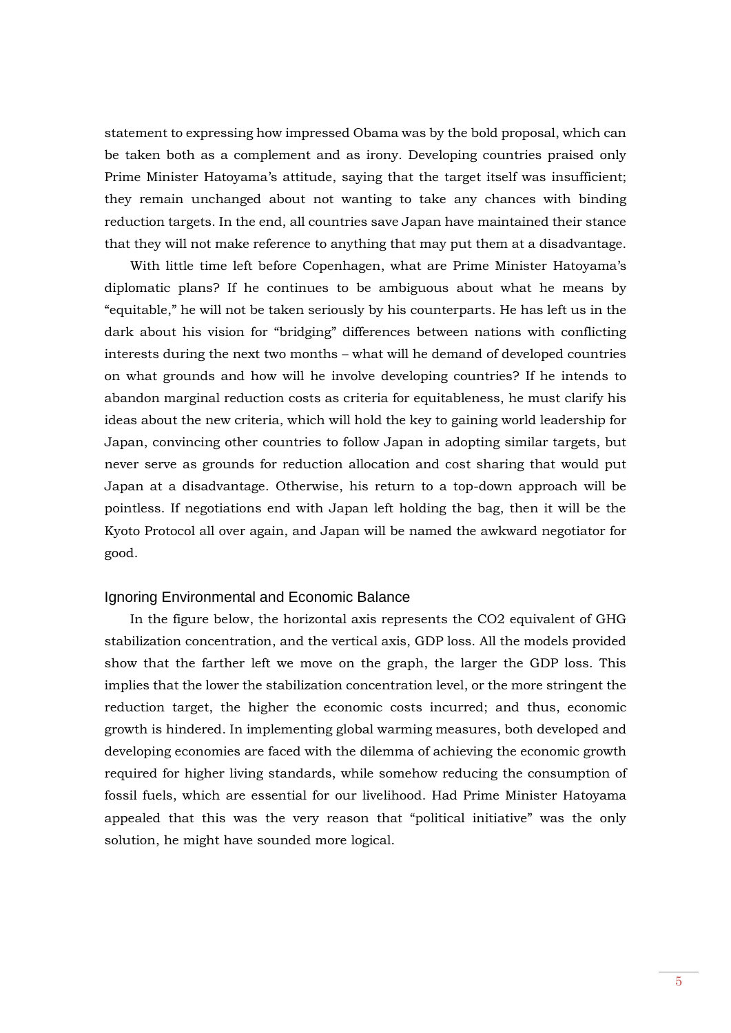statement to expressing how impressed Obama was by the bold proposal, which can be taken both as a complement and as irony. Developing countries praised only Prime Minister Hatoyama's attitude, saying that the target itself was insufficient; they remain unchanged about not wanting to take any chances with binding reduction targets. In the end, all countries save Japan have maintained their stance that they will not make reference to anything that may put them at a disadvantage.

With little time left before Copenhagen, what are Prime Minister Hatoyama's diplomatic plans? If he continues to be ambiguous about what he means by "equitable," he will not be taken seriously by his counterparts. He has left us in the dark about his vision for "bridging" differences between nations with conflicting interests during the next two months – what will he demand of developed countries on what grounds and how will he involve developing countries? If he intends to abandon marginal reduction costs as criteria for equitableness, he must clarify his ideas about the new criteria, which will hold the key to gaining world leadership for Japan, convincing other countries to follow Japan in adopting similar targets, but never serve as grounds for reduction allocation and cost sharing that would put Japan at a disadvantage. Otherwise, his return to a top-down approach will be pointless. If negotiations end with Japan left holding the bag, then it will be the Kyoto Protocol all over again, and Japan will be named the awkward negotiator for good.

## Ignoring Environmental and Economic Balance

In the figure below, the horizontal axis represents the CO2 equivalent of GHG stabilization concentration, and the vertical axis, GDP loss. All the models provided show that the farther left we move on the graph, the larger the GDP loss. This implies that the lower the stabilization concentration level, or the more stringent the reduction target, the higher the economic costs incurred; and thus, economic growth is hindered. In implementing global warming measures, both developed and developing economies are faced with the dilemma of achieving the economic growth required for higher living standards, while somehow reducing the consumption of fossil fuels, which are essential for our livelihood. Had Prime Minister Hatoyama appealed that this was the very reason that "political initiative" was the only solution, he might have sounded more logical.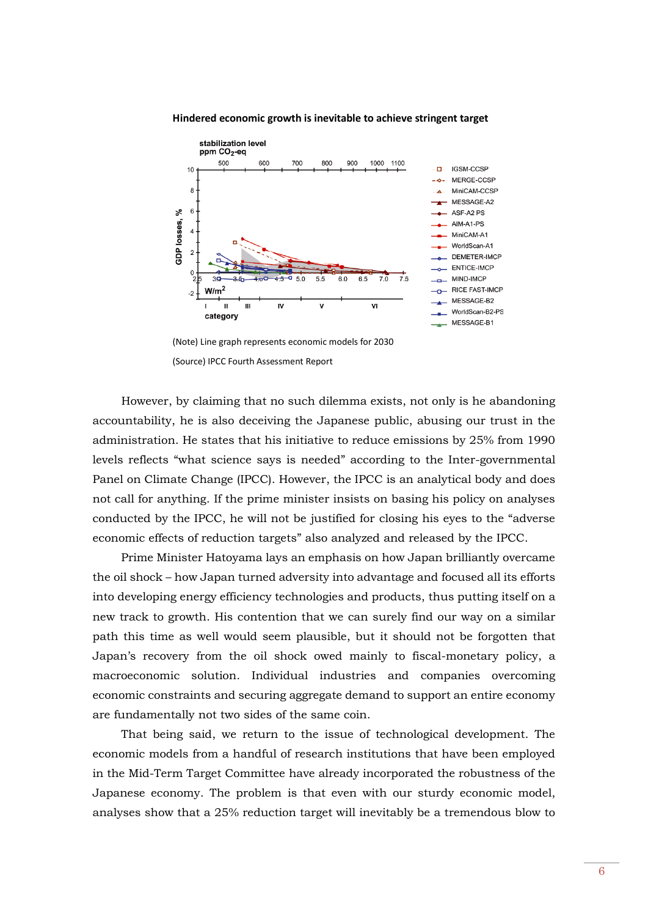**Hindered economic growth is inevitable to achieve stringent target**

(Note) Line graph represents economic models for 2030

(Source) IPCC Fourth Assessment Report

However, by claiming that no such dilemma exists, not only is he abandoning accountability, he is also deceiving the Japanese public, abusing our trust in the administration. He states that his initiative to reduce emissions by 25% from 1990 levels reflects "what science says is needed" according to the Inter-governmental Panel on Climate Change (IPCC). However, the IPCC is an analytical body and does not call for anything. If the prime minister insists on basing his policy on analyses conducted by the IPCC, he will not be justified for closing his eyes to the "adverse economic effects of reduction targets" also analyzed and released by the IPCC.

Prime Minister Hatoyama lays an emphasis on how Japan brilliantly overcame the oil shock – how Japan turned adversity into advantage and focused all its efforts into developing energy efficiency technologies and products, thus putting itself on a new track to growth. His contention that we can surely find our way on a similar path this time as well would seem plausible, but it should not be forgotten that Japan's recovery from the oil shock owed mainly to fiscal-monetary policy, a macroeconomic solution. Individual industries and companies overcoming economic constraints and securing aggregate demand to support an entire economy are fundamentally not two sides of the same coin.

That being said, we return to the issue of technological development. The economic models from a handful of research institutions that have been employed in the Mid-Term Target Committee have already incorporated the robustness of the Japanese economy. The problem is that even with our sturdy economic model, analyses show that a 25% reduction target will inevitably be a tremendous blow to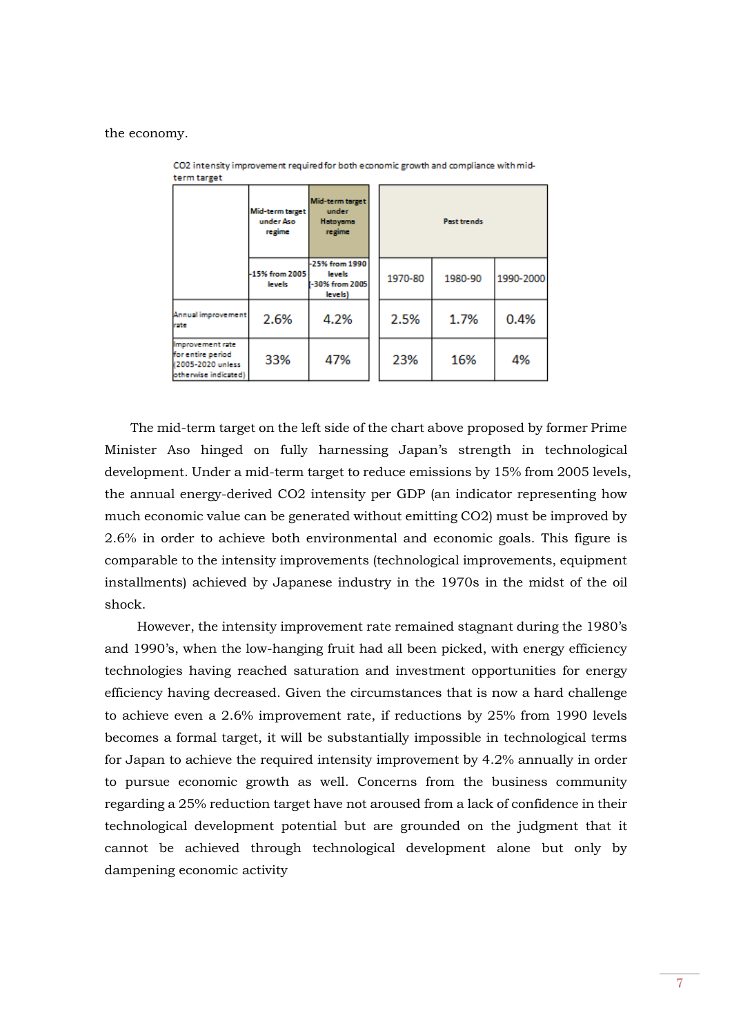the economy.

CO2 intensity improvement required for both economic growth and compliance with mid-term target

| | Mid-term target under Aso regime | Mid-term target under Hatoyama regime | Past trends | | |
|---|---|---|---|---|---|
| | -15% from 2005 levels | -25% from 1990 levels (-30% from 2005 levels) | 1970-80 | 1980-90 | 1990-2000 |
| Annual improvement rate | 2.6% | 4.2% | 2.5% | 1.7% | 0.4% |
| Improvement rate for entire period (2005-2020 unless otherwise indicated) | 33% | 47% | 23% | 16% | 4% |

The mid-term target on the left side of the chart above proposed by former Prime Minister Aso hinged on fully harnessing Japan's strength in technological development. Under a mid-term target to reduce emissions by 15% from 2005 levels, the annual energy-derived CO2 intensity per GDP (an indicator representing how much economic value can be generated without emitting CO2) must be improved by 2.6% in order to achieve both environmental and economic goals. This figure is comparable to the intensity improvements (technological improvements, equipment installments) achieved by Japanese industry in the 1970s in the midst of the oil shock.

However, the intensity improvement rate remained stagnant during the 1980's and 1990's, when the low-hanging fruit had all been picked, with energy efficiency technologies having reached saturation and investment opportunities for energy efficiency having decreased. Given the circumstances that is now a hard challenge to achieve even a 2.6% improvement rate, if reductions by 25% from 1990 levels becomes a formal target, it will be substantially impossible in technological terms for Japan to achieve the required intensity improvement by 4.2% annually in order to pursue economic growth as well. Concerns from the business community regarding a 25% reduction target have not aroused from a lack of confidence in their technological development potential but are grounded on the judgment that it cannot be achieved through technological development alone but only by dampening economic activity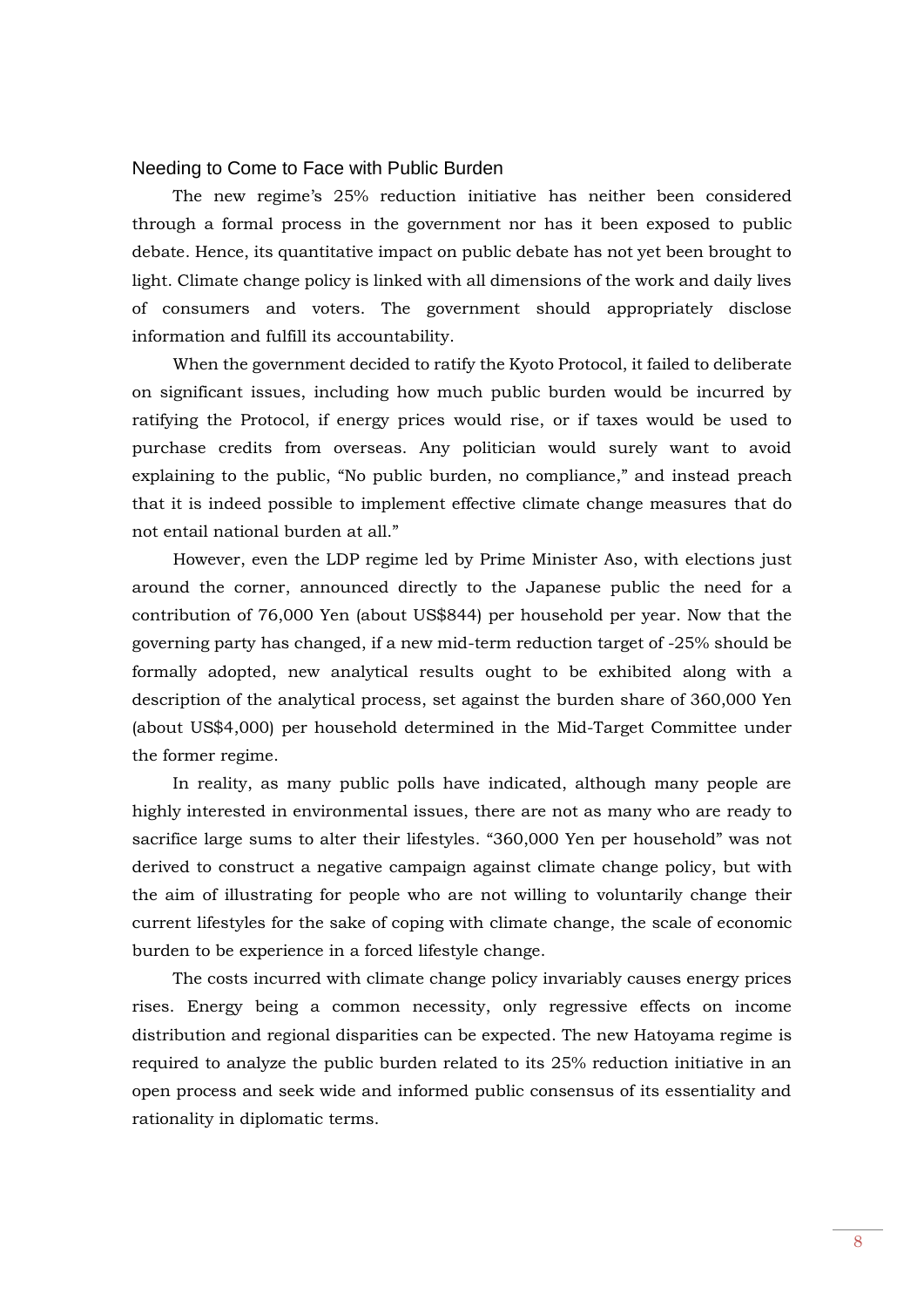## Needing to Come to Face with Public Burden

The new regime's 25% reduction initiative has neither been considered through a formal process in the government nor has it been exposed to public debate. Hence, its quantitative impact on public debate has not yet been brought to light. Climate change policy is linked with all dimensions of the work and daily lives of consumers and voters. The government should appropriately disclose information and fulfill its accountability.

When the government decided to ratify the Kyoto Protocol, it failed to deliberate on significant issues, including how much public burden would be incurred by ratifying the Protocol, if energy prices would rise, or if taxes would be used to purchase credits from overseas. Any politician would surely want to avoid explaining to the public, "No public burden, no compliance," and instead preach that it is indeed possible to implement effective climate change measures that do not entail national burden at all."

However, even the LDP regime led by Prime Minister Aso, with elections just around the corner, announced directly to the Japanese public the need for a contribution of 76,000 Yen (about US$844) per household per year. Now that the governing party has changed, if a new mid-term reduction target of -25% should be formally adopted, new analytical results ought to be exhibited along with a description of the analytical process, set against the burden share of 360,000 Yen (about US$4,000) per household determined in the Mid-Target Committee under the former regime.

In reality, as many public polls have indicated, although many people are highly interested in environmental issues, there are not as many who are ready to sacrifice large sums to alter their lifestyles. "360,000 Yen per household" was not derived to construct a negative campaign against climate change policy, but with the aim of illustrating for people who are not willing to voluntarily change their current lifestyles for the sake of coping with climate change, the scale of economic burden to be experience in a forced lifestyle change.

The costs incurred with climate change policy invariably causes energy prices rises. Energy being a common necessity, only regressive effects on income distribution and regional disparities can be expected. The new Hatoyama regime is required to analyze the public burden related to its 25% reduction initiative in an open process and seek wide and informed public consensus of its essentiality and rationality in diplomatic terms.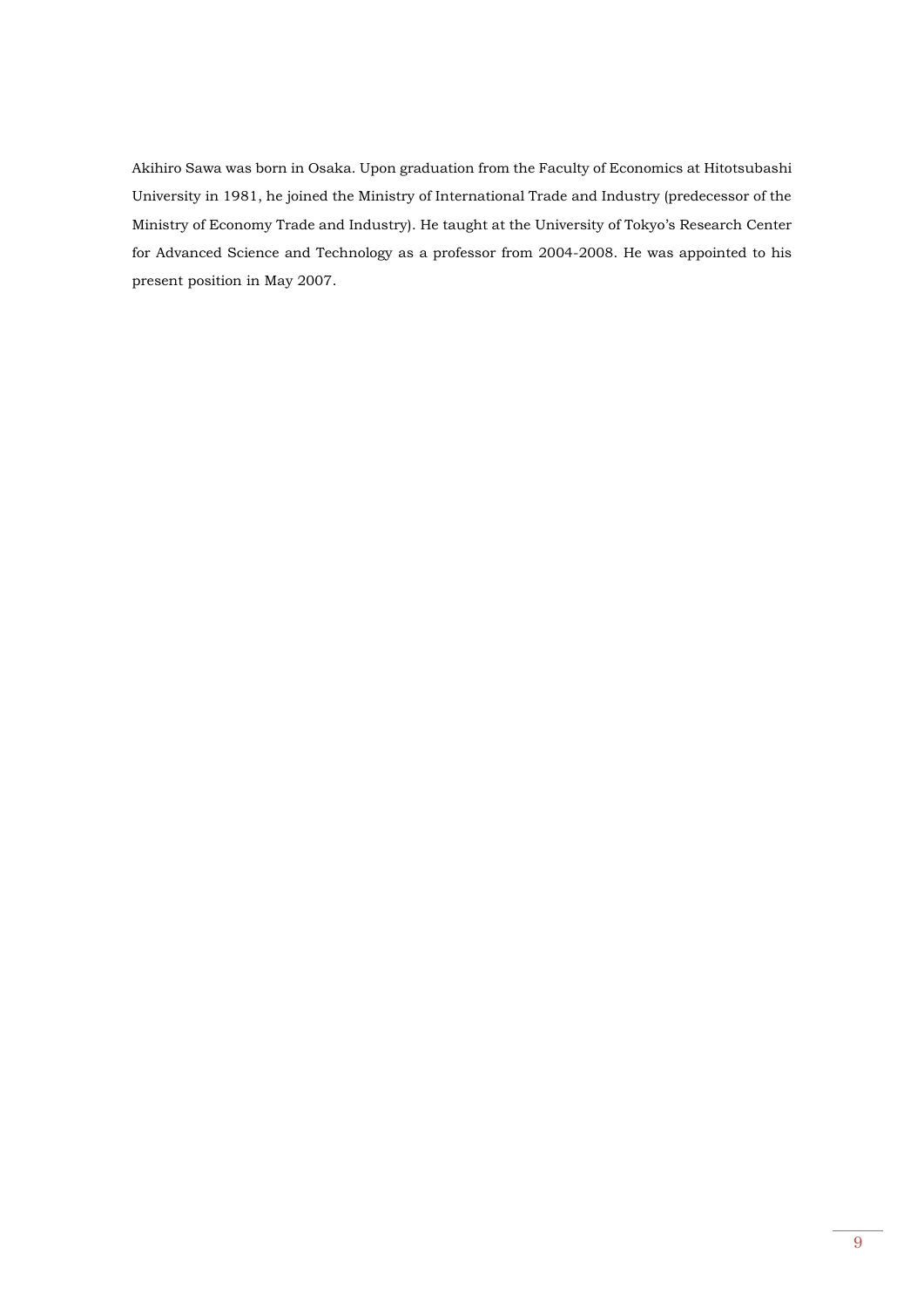Akihiro Sawa was born in Osaka. Upon graduation from the Faculty of Economics at Hitotsubashi University in 1981, he joined the Ministry of International Trade and Industry (predecessor of the Ministry of Economy Trade and Industry). He taught at the University of Tokyo's Research Center for Advanced Science and Technology as a professor from 2004-2008. He was appointed to his present position in May 2007.